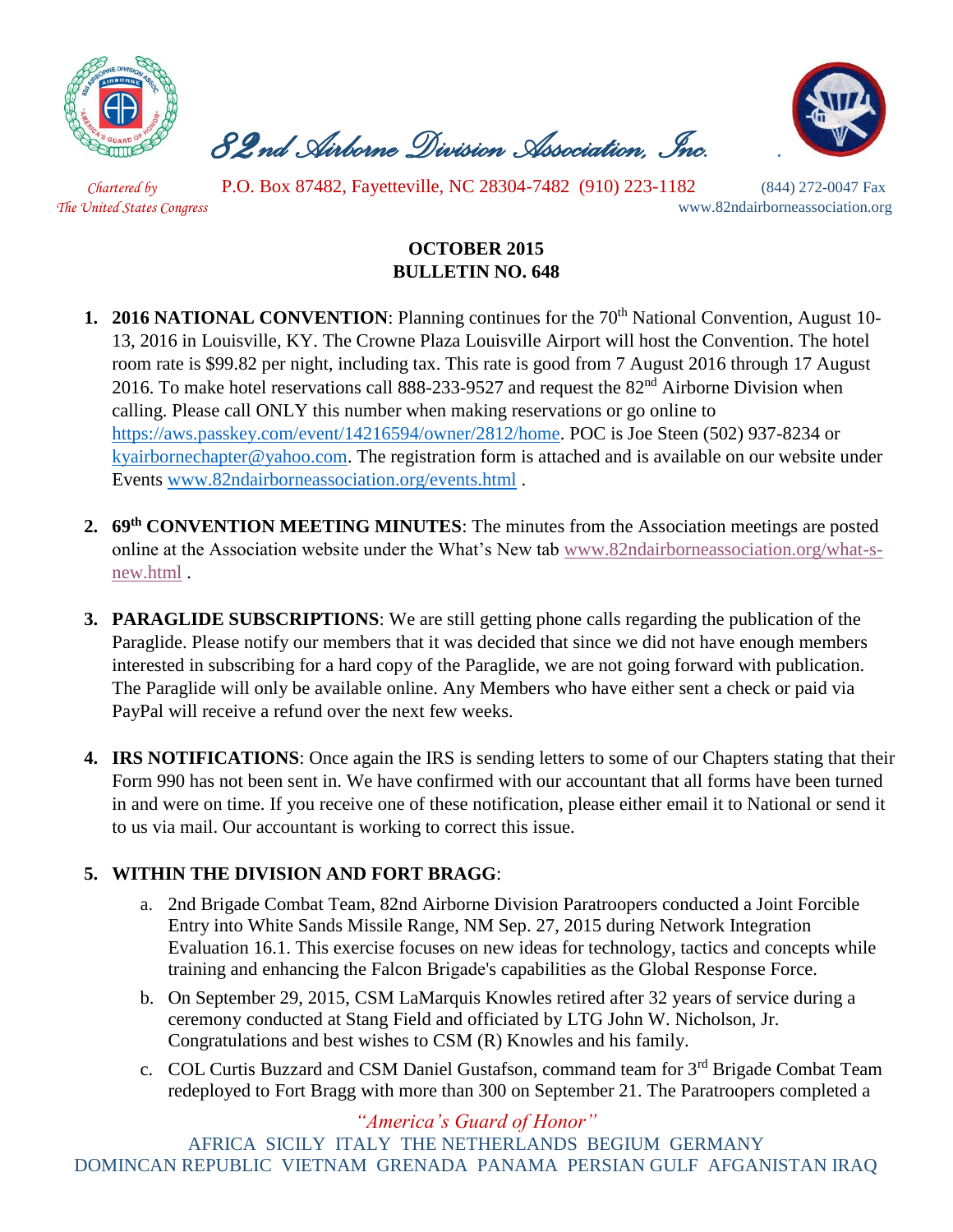# 82nd Airborne Division Association, Inc.

*Chartered by The United States Congress*

P.O. Box 87482, Fayetteville, NC 28304-7482 (910) 223-1182 (844) 272-0047 Fax

www.82ndairborneassociation.org

**OCTOBER 2015**
**BULLETIN NO. 648**

1. **2016 NATIONAL CONVENTION**: Planning continues for the 70th National Convention, August 10-13, 2016 in Louisville, KY. The Crowne Plaza Louisville Airport will host the Convention. The hotel room rate is $99.82 per night, including tax. This rate is good from 7 August 2016 through 17 August 2016. To make hotel reservations call 888-233-9527 and request the 82nd Airborne Division when calling. Please call ONLY this number when making reservations or go online to https://aws.passkey.com/event/14216594/owner/2812/home. POC is Joe Steen (502) 937-8234 or kyairbornechapter@yahoo.com. The registration form is attached and is available on our website under Events www.82ndairborneassociation.org/events.html .

2. **69th CONVENTION MEETING MINUTES**: The minutes from the Association meetings are posted online at the Association website under the What's New tab www.82ndairborneassociation.org/what-s-new.html .

3. **PARAGLIDE SUBSCRIPTIONS**: We are still getting phone calls regarding the publication of the Paraglide. Please notify our members that it was decided that since we did not have enough members interested in subscribing for a hard copy of the Paraglide, we are not going forward with publication. The Paraglide will only be available online. Any Members who have either sent a check or paid via PayPal will receive a refund over the next few weeks.

4. **IRS NOTIFICATIONS**: Once again the IRS is sending letters to some of our Chapters stating that their Form 990 has not been sent in. We have confirmed with our accountant that all forms have been turned in and were on time. If you receive one of these notification, please either email it to National or send it to us via mail. Our accountant is working to correct this issue.

5. **WITHIN THE DIVISION AND FORT BRAGG**:

   a. 2nd Brigade Combat Team, 82nd Airborne Division Paratroopers conducted a Joint Forcible Entry into White Sands Missile Range, NM Sep. 27, 2015 during Network Integration Evaluation 16.1. This exercise focuses on new ideas for technology, tactics and concepts while training and enhancing the Falcon Brigade's capabilities as the Global Response Force.

   b. On September 29, 2015, CSM LaMarquis Knowles retired after 32 years of service during a ceremony conducted at Stang Field and officiated by LTG John W. Nicholson, Jr. Congratulations and best wishes to CSM (R) Knowles and his family.

   c. COL Curtis Buzzard and CSM Daniel Gustafson, command team for 3rd Brigade Combat Team redeployed to Fort Bragg with more than 300 on September 21. The Paratroopers completed a

*"America's Guard of Honor"*

AFRICA SICILY ITALY THE NETHERLANDS BEGIUM GERMANY DOMINCAN REPUBLIC VIETNAM GRENADA PANAMA PERSIAN GULF AFGANISTAN IRAQ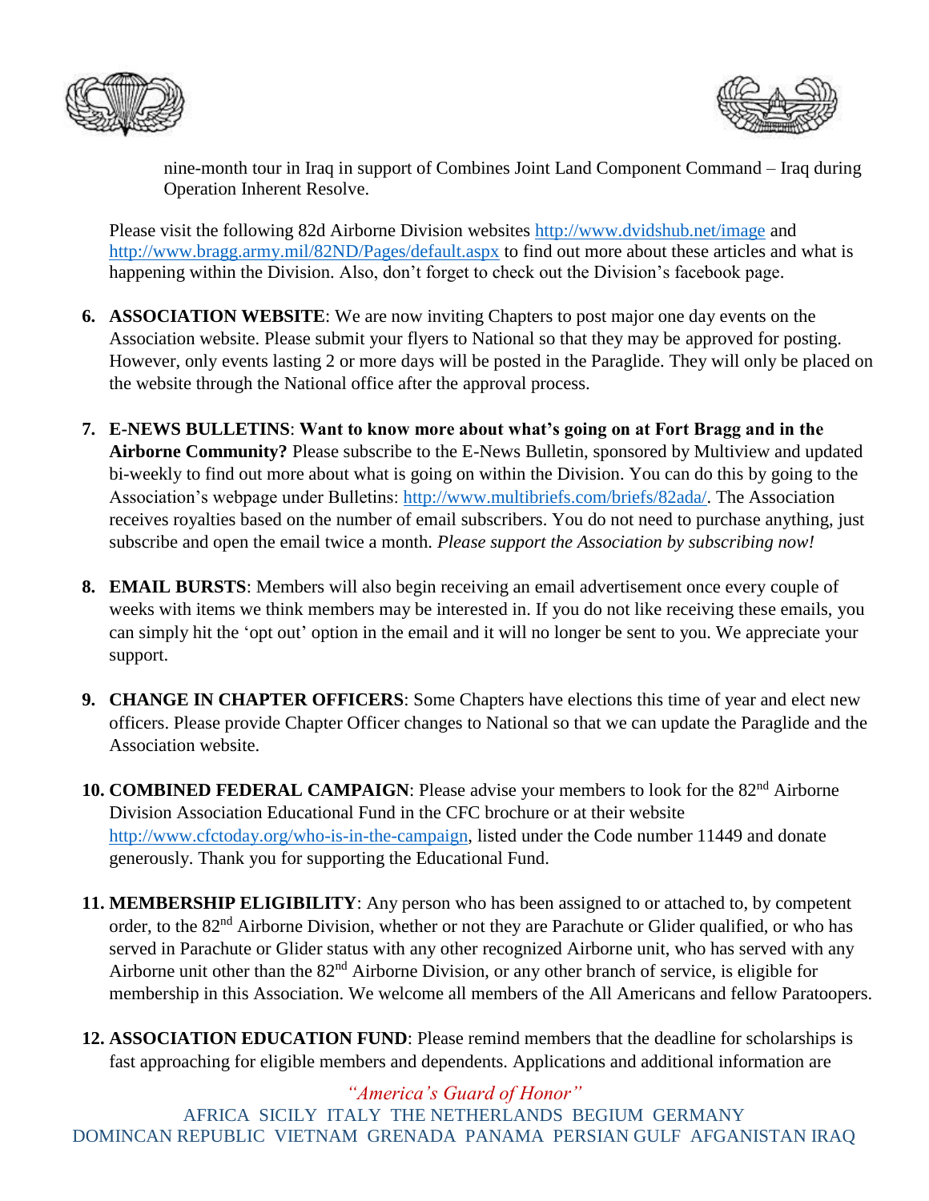nine-month tour in Iraq in support of Combines Joint Land Component Command – Iraq during Operation Inherent Resolve.

Please visit the following 82d Airborne Division websites http://www.dvidshub.net/image and http://www.bragg.army.mil/82ND/Pages/default.aspx to find out more about these articles and what is happening within the Division. Also, don't forget to check out the Division's facebook page.

6. **ASSOCIATION WEBSITE**: We are now inviting Chapters to post major one day events on the Association website. Please submit your flyers to National so that they may be approved for posting. However, only events lasting 2 or more days will be posted in the Paraglide. They will only be placed on the website through the National office after the approval process.

7. **E-NEWS BULLETINS**: **Want to know more about what's going on at Fort Bragg and in the Airborne Community?** Please subscribe to the E-News Bulletin, sponsored by Multiview and updated bi-weekly to find out more about what is going on within the Division. You can do this by going to the Association's webpage under Bulletins: http://www.multibriefs.com/briefs/82ada/. The Association receives royalties based on the number of email subscribers. You do not need to purchase anything, just subscribe and open the email twice a month. *Please support the Association by subscribing now!*

8. **EMAIL BURSTS**: Members will also begin receiving an email advertisement once every couple of weeks with items we think members may be interested in. If you do not like receiving these emails, you can simply hit the 'opt out' option in the email and it will no longer be sent to you. We appreciate your support.

9. **CHANGE IN CHAPTER OFFICERS**: Some Chapters have elections this time of year and elect new officers. Please provide Chapter Officer changes to National so that we can update the Paraglide and the Association website.

10. **COMBINED FEDERAL CAMPAIGN**: Please advise your members to look for the 82nd Airborne Division Association Educational Fund in the CFC brochure or at their website http://www.cfctoday.org/who-is-in-the-campaign, listed under the Code number 11449 and donate generously. Thank you for supporting the Educational Fund.

11. **MEMBERSHIP ELIGIBILITY**: Any person who has been assigned to or attached to, by competent order, to the 82nd Airborne Division, whether or not they are Parachute or Glider qualified, or who has served in Parachute or Glider status with any other recognized Airborne unit, who has served with any Airborne unit other than the 82nd Airborne Division, or any other branch of service, is eligible for membership in this Association. We welcome all members of the All Americans and fellow Paratoopers.

12. **ASSOCIATION EDUCATION FUND**: Please remind members that the deadline for scholarships is fast approaching for eligible members and dependents. Applications and additional information are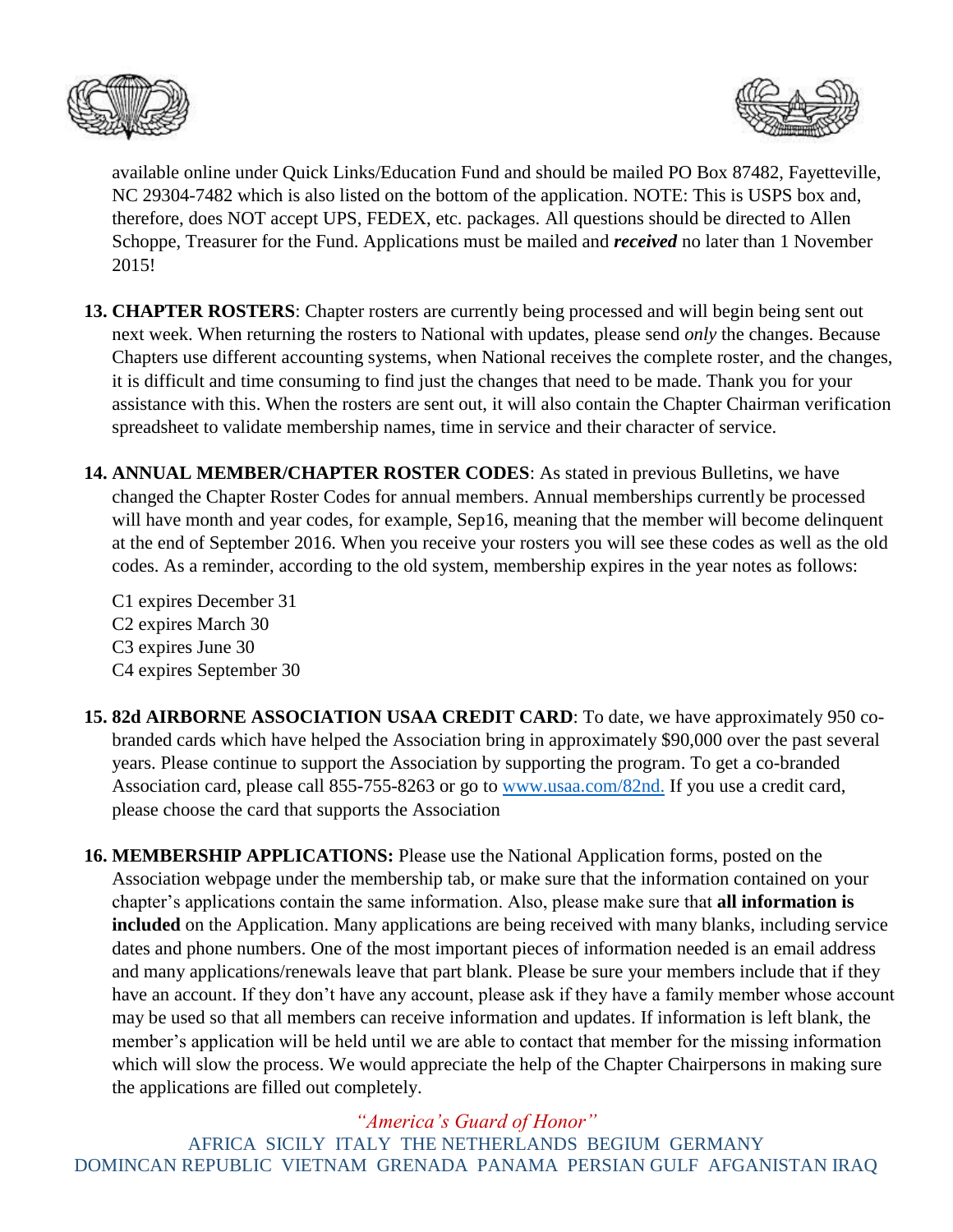available online under Quick Links/Education Fund and should be mailed PO Box 87482, Fayetteville, NC 29304-7482 which is also listed on the bottom of the application. NOTE: This is USPS box and, therefore, does NOT accept UPS, FEDEX, etc. packages. All questions should be directed to Allen Schoppe, Treasurer for the Fund. Applications must be mailed and ***received*** no later than 1 November 2015!

13. **CHAPTER ROSTERS**: Chapter rosters are currently being processed and will begin being sent out next week. When returning the rosters to National with updates, please send *only* the changes. Because Chapters use different accounting systems, when National receives the complete roster, and the changes, it is difficult and time consuming to find just the changes that need to be made. Thank you for your assistance with this. When the rosters are sent out, it will also contain the Chapter Chairman verification spreadsheet to validate membership names, time in service and their character of service.

14. **ANNUAL MEMBER/CHAPTER ROSTER CODES**: As stated in previous Bulletins, we have changed the Chapter Roster Codes for annual members. Annual memberships currently be processed will have month and year codes, for example, Sep16, meaning that the member will become delinquent at the end of September 2016. When you receive your rosters you will see these codes as well as the old codes. As a reminder, according to the old system, membership expires in the year notes as follows:

    C1 expires December 31
    C2 expires March 30
    C3 expires June 30
    C4 expires September 30

15. **82d AIRBORNE ASSOCIATION USAA CREDIT CARD**: To date, we have approximately 950 co-branded cards which have helped the Association bring in approximately $90,000 over the past several years. Please continue to support the Association by supporting the program. To get a co-branded Association card, please call 855-755-8263 or go to www.usaa.com/82nd. If you use a credit card, please choose the card that supports the Association

16. **MEMBERSHIP APPLICATIONS:** Please use the National Application forms, posted on the Association webpage under the membership tab, or make sure that the information contained on your chapter's applications contain the same information. Also, please make sure that **all information is included** on the Application. Many applications are being received with many blanks, including service dates and phone numbers. One of the most important pieces of information needed is an email address and many applications/renewals leave that part blank. Please be sure your members include that if they have an account. If they don't have any account, please ask if they have a family member whose account may be used so that all members can receive information and updates. If information is left blank, the member's application will be held until we are able to contact that member for the missing information which will slow the process. We would appreciate the help of the Chapter Chairpersons in making sure the applications are filled out completely.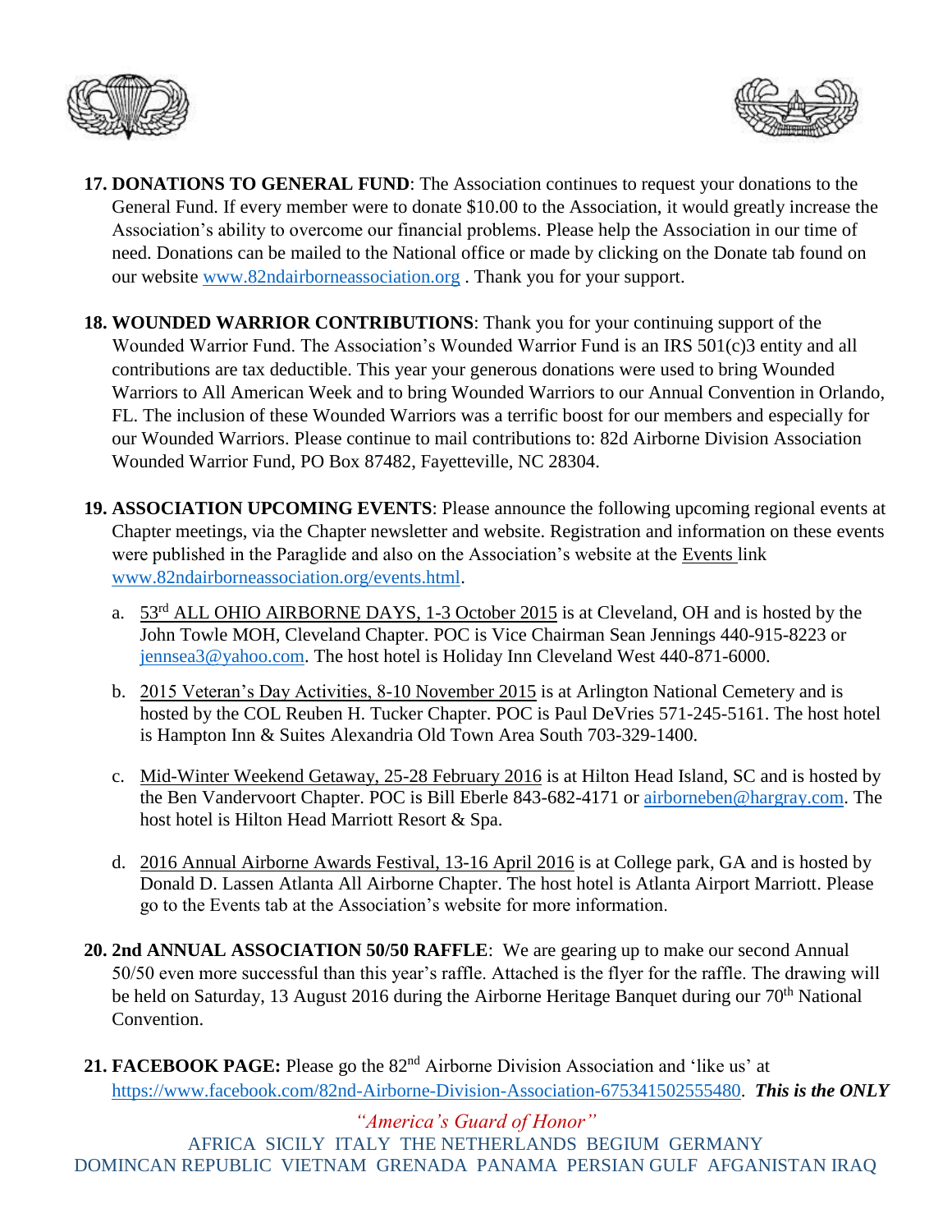17. **DONATIONS TO GENERAL FUND**: The Association continues to request your donations to the General Fund. If every member were to donate $10.00 to the Association, it would greatly increase the Association's ability to overcome our financial problems. Please help the Association in our time of need. Donations can be mailed to the National office or made by clicking on the Donate tab found on our website www.82ndairborneassociation.org . Thank you for your support.

18. **WOUNDED WARRIOR CONTRIBUTIONS**: Thank you for your continuing support of the Wounded Warrior Fund. The Association's Wounded Warrior Fund is an IRS 501(c)3 entity and all contributions are tax deductible. This year your generous donations were used to bring Wounded Warriors to All American Week and to bring Wounded Warriors to our Annual Convention in Orlando, FL. The inclusion of these Wounded Warriors was a terrific boost for our members and especially for our Wounded Warriors. Please continue to mail contributions to: 82d Airborne Division Association Wounded Warrior Fund, PO Box 87482, Fayetteville, NC 28304.

19. **ASSOCIATION UPCOMING EVENTS**: Please announce the following upcoming regional events at Chapter meetings, via the Chapter newsletter and website. Registration and information on these events were published in the Paraglide and also on the Association's website at the Events link www.82ndairborneassociation.org/events.html.

    a. 53rd ALL OHIO AIRBORNE DAYS, 1-3 October 2015 is at Cleveland, OH and is hosted by the John Towle MOH, Cleveland Chapter. POC is Vice Chairman Sean Jennings 440-915-8223 or jennsea3@yahoo.com. The host hotel is Holiday Inn Cleveland West 440-871-6000.

    b. 2015 Veteran's Day Activities, 8-10 November 2015 is at Arlington National Cemetery and is hosted by the COL Reuben H. Tucker Chapter. POC is Paul DeVries 571-245-5161. The host hotel is Hampton Inn & Suites Alexandria Old Town Area South 703-329-1400.

    c. Mid-Winter Weekend Getaway, 25-28 February 2016 is at Hilton Head Island, SC and is hosted by the Ben Vandervoort Chapter. POC is Bill Eberle 843-682-4171 or airborneben@hargray.com. The host hotel is Hilton Head Marriott Resort & Spa.

    d. 2016 Annual Airborne Awards Festival, 13-16 April 2016 is at College park, GA and is hosted by Donald D. Lassen Atlanta All Airborne Chapter. The host hotel is Atlanta Airport Marriott. Please go to the Events tab at the Association's website for more information.

20. **2nd ANNUAL ASSOCIATION 50/50 RAFFLE**: We are gearing up to make our second Annual 50/50 even more successful than this year's raffle. Attached is the flyer for the raffle. The drawing will be held on Saturday, 13 August 2016 during the Airborne Heritage Banquet during our 70th National Convention.

21. **FACEBOOK PAGE:** Please go the 82nd Airborne Division Association and 'like us' at https://www.facebook.com/82nd-Airborne-Division-Association-675341502555480. ***This is the ONLY***

*"America's Guard of Honor"*

AFRICA SICILY ITALY THE NETHERLANDS BEGIUM GERMANY
DOMINCAN REPUBLIC VIETNAM GRENADA PANAMA PERSIAN GULF AFGANISTAN IRAQ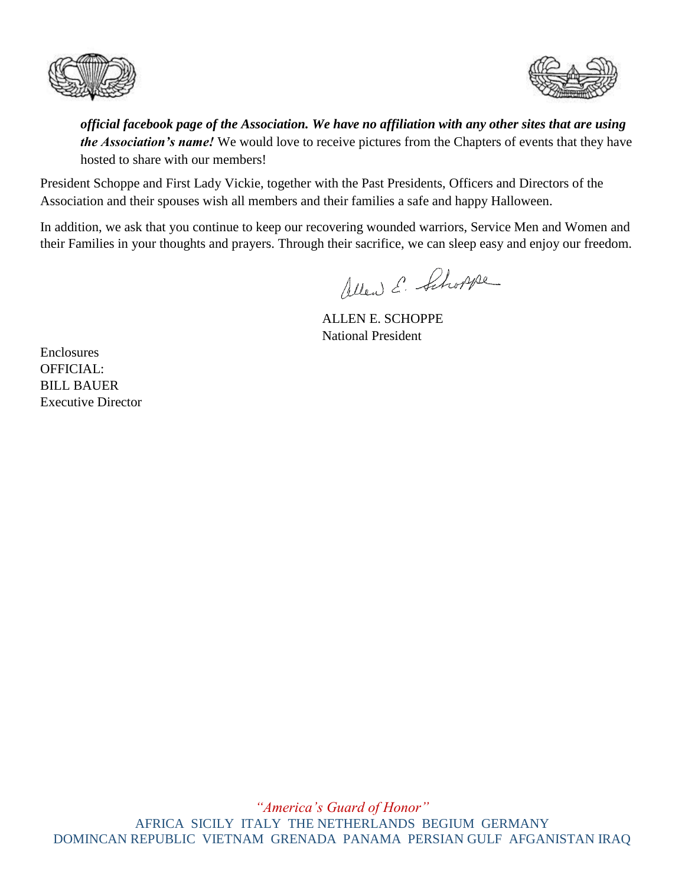***official facebook page of the Association. We have no affiliation with any other sites that are using the Association's name!*** We would love to receive pictures from the Chapters of events that they have hosted to share with our members!

President Schoppe and First Lady Vickie, together with the Past Presidents, Officers and Directors of the Association and their spouses wish all members and their families a safe and happy Halloween.

In addition, we ask that you continue to keep our recovering wounded warriors, Service Men and Women and their Families in your thoughts and prayers. Through their sacrifice, we can sleep easy and enjoy our freedom.

Allen E. Schoppe

ALLEN E. SCHOPPE
National President

Enclosures
OFFICIAL:
BILL BAUER
Executive Director

*"America's Guard of Honor"*

AFRICA SICILY ITALY THE NETHERLANDS BEGIUM GERMANY
DOMINCAN REPUBLIC VIETNAM GRENADA PANAMA PERSIAN GULF AFGANISTAN IRAQ